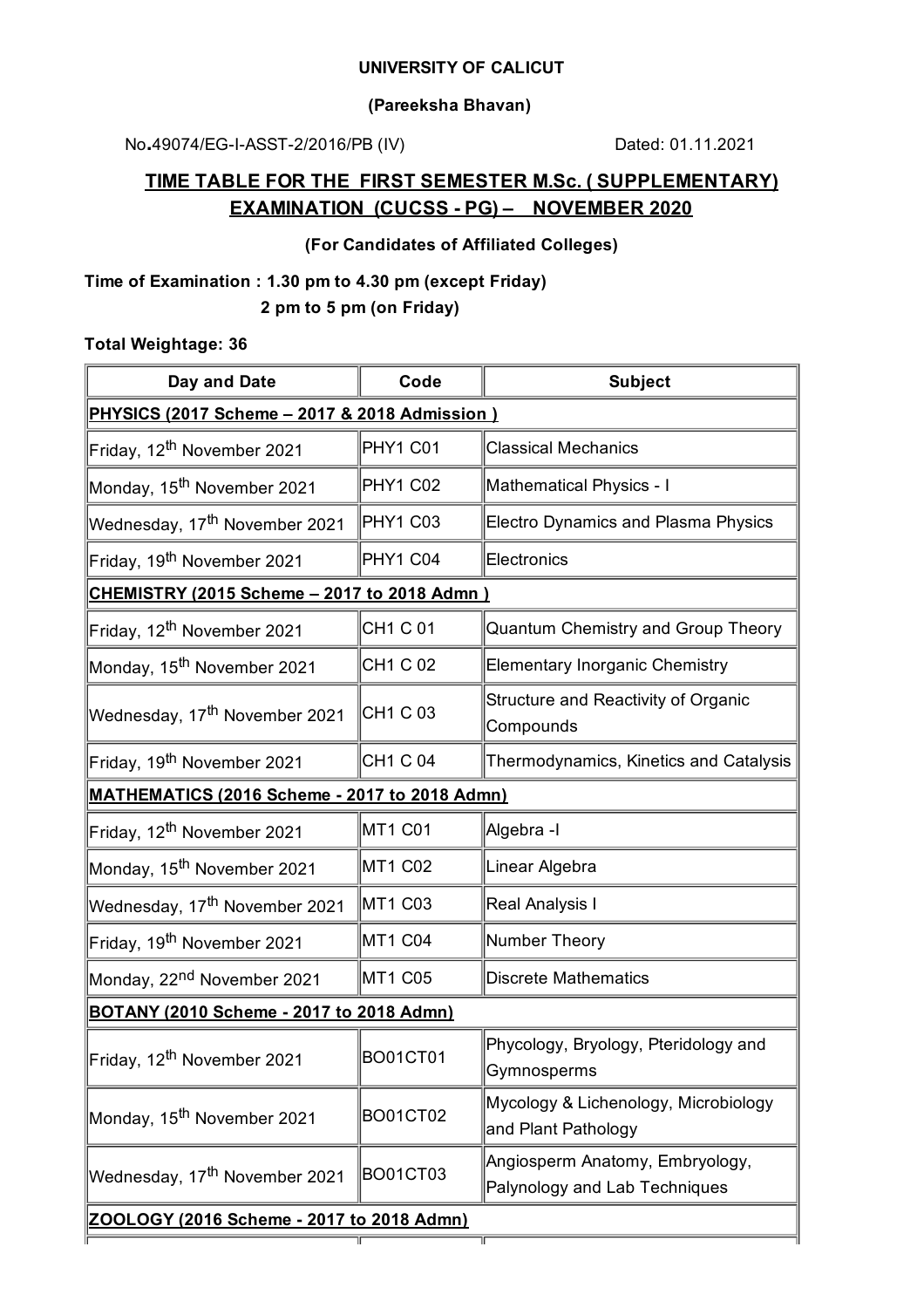**UNIVERSITY OF CALICUT**

**(Pareeksha Bhavan)**

No.49074/EG-I-ASST-2/2016/PB (IV) Dated: 01.11.2021

## TIME TABLE FOR THE FIRST SEMESTER M.Sc. ( SUPPLEMENTARY) EXAMINATION (CUCSS - PG) – NOVEMBER 2020

**(For Candidates of Affiliated Colleges)**

**Time of Examination : 1.30 pm to 4.30 pm (except Friday)**
**2 pm to 5 pm (on Friday)**

**Total Weightage: 36**

| Day and Date | Code | Subject |
|---|---|---|
| **PHYSICS (2017 Scheme – 2017 & 2018 Admission )** | | |
| Friday, 12th November 2021 | PHY1 C01 | Classical Mechanics |
| Monday, 15th November 2021 | PHY1 C02 | Mathematical Physics - I |
| Wednesday, 17th November 2021 | PHY1 C03 | Electro Dynamics and Plasma Physics |
| Friday, 19th November 2021 | PHY1 C04 | Electronics |
| **CHEMISTRY (2015 Scheme – 2017 to 2018 Admn )** | | |
| Friday, 12th November 2021 | CH1 C 01 | Quantum Chemistry and Group Theory |
| Monday, 15th November 2021 | CH1 C 02 | Elementary Inorganic Chemistry |
| Wednesday, 17th November 2021 | CH1 C 03 | Structure and Reactivity of Organic Compounds |
| Friday, 19th November 2021 | CH1 C 04 | Thermodynamics, Kinetics and Catalysis |
| **MATHEMATICS (2016 Scheme - 2017 to 2018 Admn)** | | |
| Friday, 12th November 2021 | MT1 C01 | Algebra -I |
| Monday, 15th November 2021 | MT1 C02 | Linear Algebra |
| Wednesday, 17th November 2021 | MT1 C03 | Real Analysis I |
| Friday, 19th November 2021 | MT1 C04 | Number Theory |
| Monday, 22nd November 2021 | MT1 C05 | Discrete Mathematics |
| **BOTANY (2010 Scheme - 2017 to 2018 Admn)** | | |
| Friday, 12th November 2021 | BO01CT01 | Phycology, Bryology, Pteridology and Gymnosperms |
| Monday, 15th November 2021 | BO01CT02 | Mycology & Lichenology, Microbiology and Plant Pathology |
| Wednesday, 17th November 2021 | BO01CT03 | Angiosperm Anatomy, Embryology, Palynology and Lab Techniques |
| **ZOOLOGY (2016 Scheme - 2017 to 2018 Admn)** | | |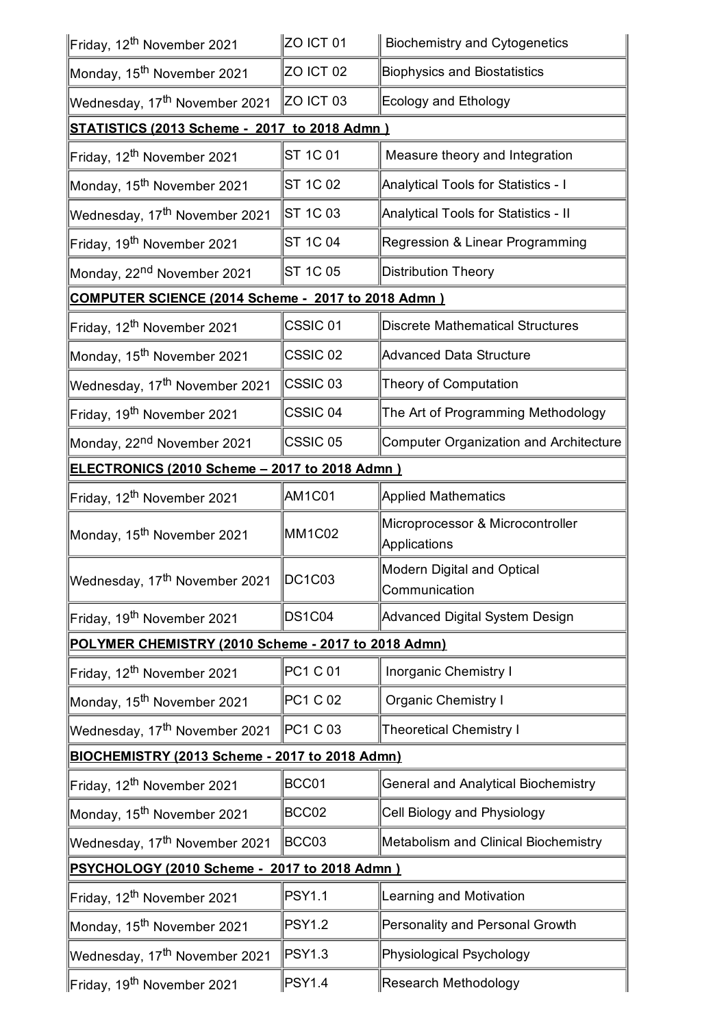| | | |
|---|---|---|
| Friday, 12th November 2021 | ZO ICT 01 | Biochemistry and Cytogenetics |
| Monday, 15th November 2021 | ZO ICT 02 | Biophysics and Biostatistics |
| Wednesday, 17th November 2021 | ZO ICT 03 | Ecology and Ethology |
| **STATISTICS (2013 Scheme - 2017 to 2018 Admn )** | | |
| Friday, 12th November 2021 | ST 1C 01 | Measure theory and Integration |
| Monday, 15th November 2021 | ST 1C 02 | Analytical Tools for Statistics - I |
| Wednesday, 17th November 2021 | ST 1C 03 | Analytical Tools for Statistics - II |
| Friday, 19th November 2021 | ST 1C 04 | Regression & Linear Programming |
| Monday, 22nd November 2021 | ST 1C 05 | Distribution Theory |
| **COMPUTER SCIENCE (2014 Scheme - 2017 to 2018 Admn )** | | |
| Friday, 12th November 2021 | CSSIC 01 | Discrete Mathematical Structures |
| Monday, 15th November 2021 | CSSIC 02 | Advanced Data Structure |
| Wednesday, 17th November 2021 | CSSIC 03 | Theory of Computation |
| Friday, 19th November 2021 | CSSIC 04 | The Art of Programming Methodology |
| Monday, 22nd November 2021 | CSSIC 05 | Computer Organization and Architecture |
| **ELECTRONICS (2010 Scheme – 2017 to 2018 Admn )** | | |
| Friday, 12th November 2021 | AM1C01 | Applied Mathematics |
| Monday, 15th November 2021 | MM1C02 | Microprocessor & Microcontroller Applications |
| Wednesday, 17th November 2021 | DC1C03 | Modern Digital and Optical Communication |
| Friday, 19th November 2021 | DS1C04 | Advanced Digital System Design |
| **POLYMER CHEMISTRY (2010 Scheme - 2017 to 2018 Admn)** | | |
| Friday, 12th November 2021 | PC1 C 01 | Inorganic Chemistry I |
| Monday, 15th November 2021 | PC1 C 02 | Organic Chemistry I |
| Wednesday, 17th November 2021 | PC1 C 03 | Theoretical Chemistry I |
| **BIOCHEMISTRY (2013 Scheme - 2017 to 2018 Admn)** | | |
| Friday, 12th November 2021 | BCC01 | General and Analytical Biochemistry |
| Monday, 15th November 2021 | BCC02 | Cell Biology and Physiology |
| Wednesday, 17th November 2021 | BCC03 | Metabolism and Clinical Biochemistry |
| **PSYCHOLOGY (2010 Scheme - 2017 to 2018 Admn )** | | |
| Friday, 12th November 2021 | PSY1.1 | Learning and Motivation |
| Monday, 15th November 2021 | PSY1.2 | Personality and Personal Growth |
| Wednesday, 17th November 2021 | PSY1.3 | Physiological Psychology |
| Friday, 19th November 2021 | PSY1.4 | Research Methodology |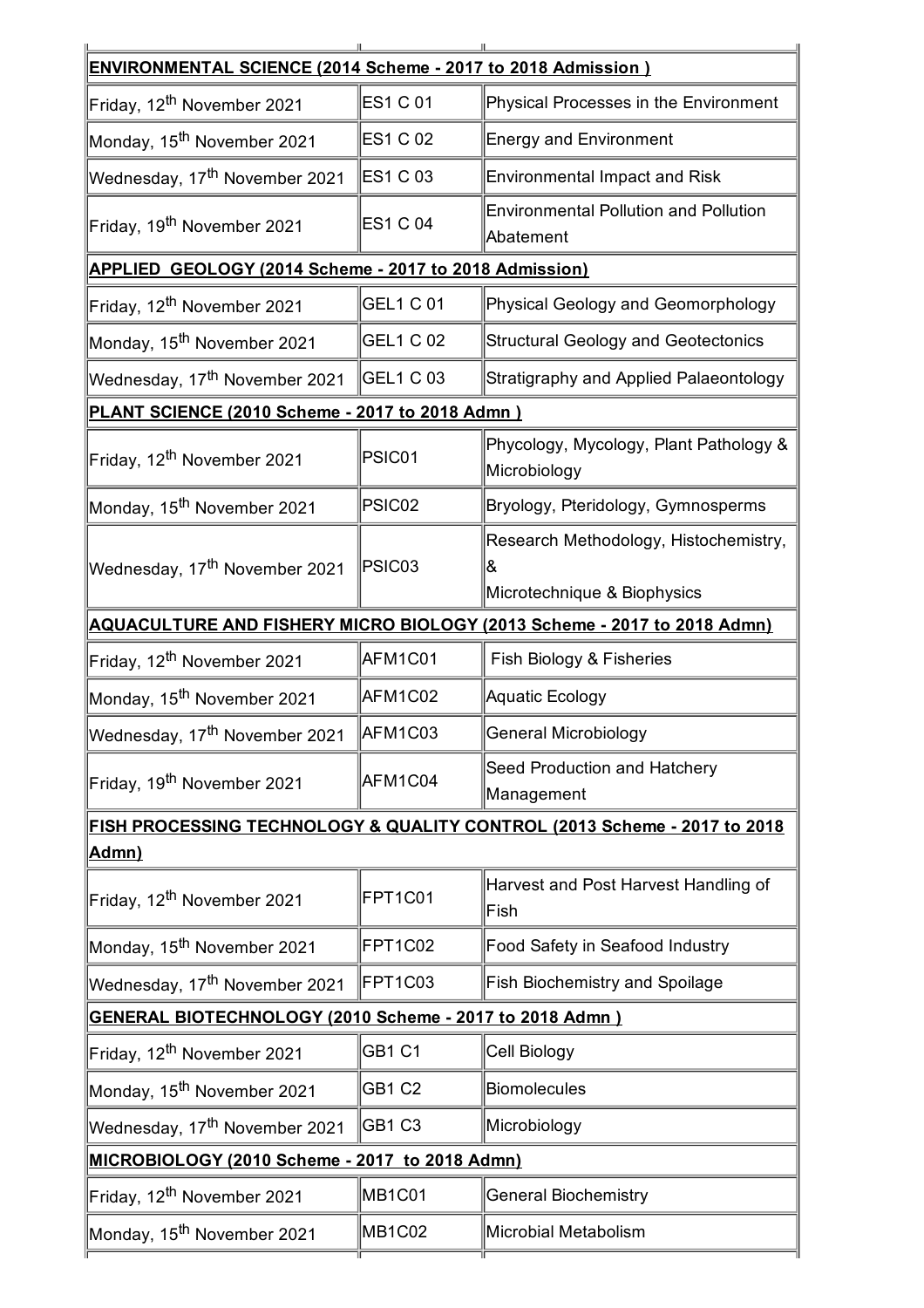| | | |
|---|---|---|
| **ENVIRONMENTAL SCIENCE (2014 Scheme - 2017 to 2018 Admission )** | | |
| Friday, 12th November 2021 | ES1 C 01 | Physical Processes in the Environment |
| Monday, 15th November 2021 | ES1 C 02 | Energy and Environment |
| Wednesday, 17th November 2021 | ES1 C 03 | Environmental Impact and Risk |
| Friday, 19th November 2021 | ES1 C 04 | Environmental Pollution and Pollution Abatement |
| **APPLIED GEOLOGY (2014 Scheme - 2017 to 2018 Admission)** | | |
| Friday, 12th November 2021 | GEL1 C 01 | Physical Geology and Geomorphology |
| Monday, 15th November 2021 | GEL1 C 02 | Structural Geology and Geotectonics |
| Wednesday, 17th November 2021 | GEL1 C 03 | Stratigraphy and Applied Palaeontology |
| **PLANT SCIENCE (2010 Scheme - 2017 to 2018 Admn )** | | |
| Friday, 12th November 2021 | PSIC01 | Phycology, Mycology, Plant Pathology & Microbiology |
| Monday, 15th November 2021 | PSIC02 | Bryology, Pteridology, Gymnosperms |
| Wednesday, 17th November 2021 | PSIC03 | Research Methodology, Histochemistry, & Microtechnique & Biophysics |
| **AQUACULTURE AND FISHERY MICRO BIOLOGY (2013 Scheme - 2017 to 2018 Admn)** | | |
| Friday, 12th November 2021 | AFM1C01 | Fish Biology & Fisheries |
| Monday, 15th November 2021 | AFM1C02 | Aquatic Ecology |
| Wednesday, 17th November 2021 | AFM1C03 | General Microbiology |
| Friday, 19th November 2021 | AFM1C04 | Seed Production and Hatchery Management |
| **FISH PROCESSING TECHNOLOGY & QUALITY CONTROL (2013 Scheme - 2017 to 2018 Admn)** | | |
| Friday, 12th November 2021 | FPT1C01 | Harvest and Post Harvest Handling of Fish |
| Monday, 15th November 2021 | FPT1C02 | Food Safety in Seafood Industry |
| Wednesday, 17th November 2021 | FPT1C03 | Fish Biochemistry and Spoilage |
| **GENERAL BIOTECHNOLOGY (2010 Scheme - 2017 to 2018 Admn )** | | |
| Friday, 12th November 2021 | GB1 C1 | Cell Biology |
| Monday, 15th November 2021 | GB1 C2 | Biomolecules |
| Wednesday, 17th November 2021 | GB1 C3 | Microbiology |
| **MICROBIOLOGY (2010 Scheme - 2017 to 2018 Admn)** | | |
| Friday, 12th November 2021 | MB1C01 | General Biochemistry |
| Monday, 15th November 2021 | MB1C02 | Microbial Metabolism |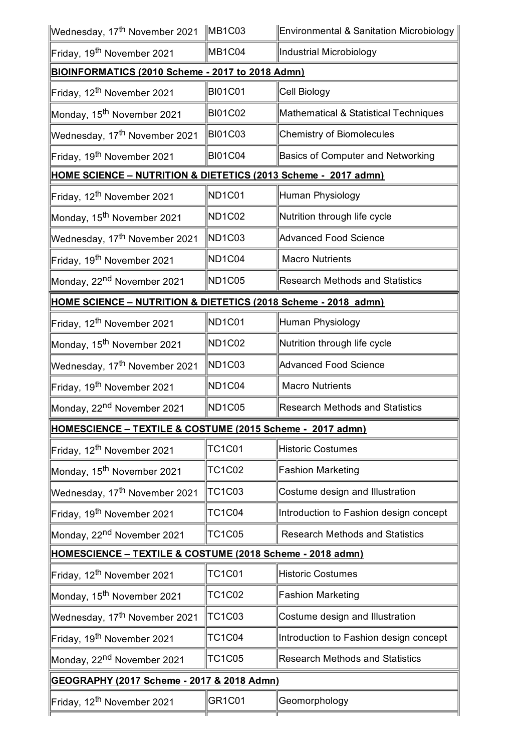| | | |
|---|---|---|
| Wednesday, 17th November 2021 | MB1C03 | Environmental & Sanitation Microbiology |
| Friday, 19th November 2021 | MB1C04 | Industrial Microbiology |
| **BIOINFORMATICS (2010 Scheme - 2017 to 2018 Admn)** | | |
| Friday, 12th November 2021 | BI01C01 | Cell Biology |
| Monday, 15th November 2021 | BI01C02 | Mathematical & Statistical Techniques |
| Wednesday, 17th November 2021 | BI01C03 | Chemistry of Biomolecules |
| Friday, 19th November 2021 | BI01C04 | Basics of Computer and Networking |
| **HOME SCIENCE – NUTRITION & DIETETICS (2013 Scheme - 2017 admn)** | | |
| Friday, 12th November 2021 | ND1C01 | Human Physiology |
| Monday, 15th November 2021 | ND1C02 | Nutrition through life cycle |
| Wednesday, 17th November 2021 | ND1C03 | Advanced Food Science |
| Friday, 19th November 2021 | ND1C04 | Macro Nutrients |
| Monday, 22nd November 2021 | ND1C05 | Research Methods and Statistics |
| **HOME SCIENCE – NUTRITION & DIETETICS (2018 Scheme - 2018 admn)** | | |
| Friday, 12th November 2021 | ND1C01 | Human Physiology |
| Monday, 15th November 2021 | ND1C02 | Nutrition through life cycle |
| Wednesday, 17th November 2021 | ND1C03 | Advanced Food Science |
| Friday, 19th November 2021 | ND1C04 | Macro Nutrients |
| Monday, 22nd November 2021 | ND1C05 | Research Methods and Statistics |
| **HOMESCIENCE – TEXTILE & COSTUME (2015 Scheme - 2017 admn)** | | |
| Friday, 12th November 2021 | TC1C01 | Historic Costumes |
| Monday, 15th November 2021 | TC1C02 | Fashion Marketing |
| Wednesday, 17th November 2021 | TC1C03 | Costume design and Illustration |
| Friday, 19th November 2021 | TC1C04 | Introduction to Fashion design concept |
| Monday, 22nd November 2021 | TC1C05 | Research Methods and Statistics |
| **HOMESCIENCE – TEXTILE & COSTUME (2018 Scheme - 2018 admn)** | | |
| Friday, 12th November 2021 | TC1C01 | Historic Costumes |
| Monday, 15th November 2021 | TC1C02 | Fashion Marketing |
| Wednesday, 17th November 2021 | TC1C03 | Costume design and Illustration |
| Friday, 19th November 2021 | TC1C04 | Introduction to Fashion design concept |
| Monday, 22nd November 2021 | TC1C05 | Research Methods and Statistics |
| **GEOGRAPHY (2017 Scheme - 2017 & 2018 Admn)** | | |
| Friday, 12th November 2021 | GR1C01 | Geomorphology |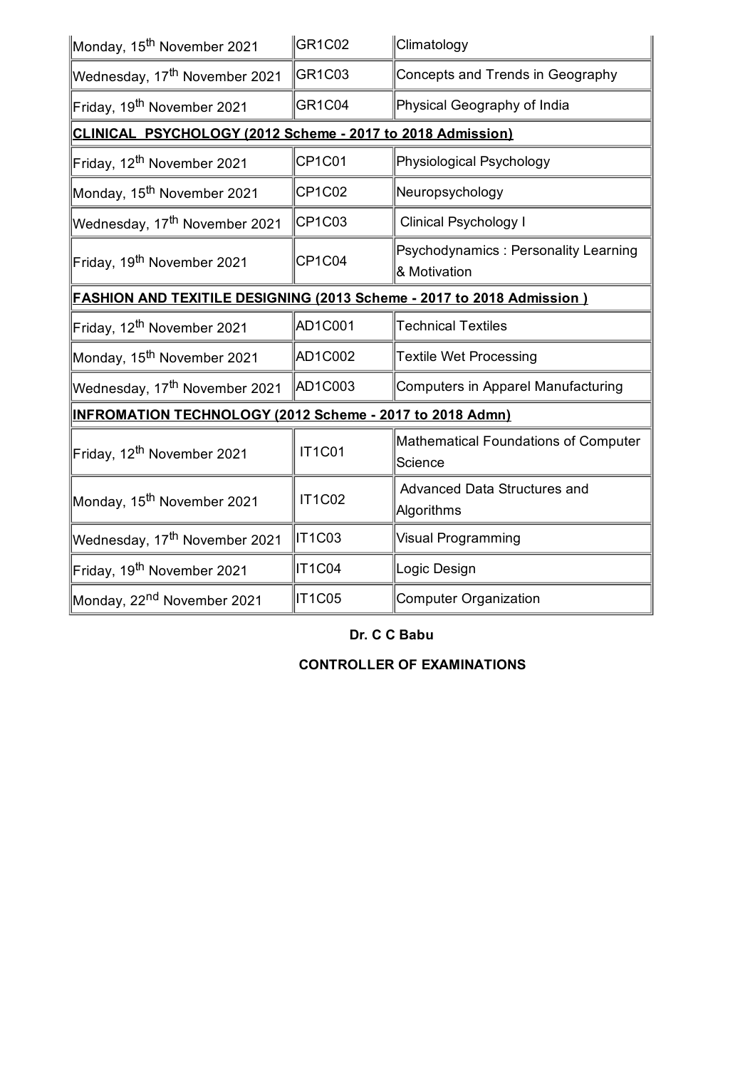| | | |
|---|---|---|
| Monday, 15th November 2021 | GR1C02 | Climatology |
| Wednesday, 17th November 2021 | GR1C03 | Concepts and Trends in Geography |
| Friday, 19th November 2021 | GR1C04 | Physical Geography of India |
| **CLINICAL PSYCHOLOGY (2012 Scheme - 2017 to 2018 Admission)** | | |
| Friday, 12th November 2021 | CP1C01 | Physiological Psychology |
| Monday, 15th November 2021 | CP1C02 | Neuropsychology |
| Wednesday, 17th November 2021 | CP1C03 | Clinical Psychology I |
| Friday, 19th November 2021 | CP1C04 | Psychodynamics : Personality Learning & Motivation |
| **FASHION AND TEXITILE DESIGNING (2013 Scheme - 2017 to 2018 Admission )** | | |
| Friday, 12th November 2021 | AD1C001 | Technical Textiles |
| Monday, 15th November 2021 | AD1C002 | Textile Wet Processing |
| Wednesday, 17th November 2021 | AD1C003 | Computers in Apparel Manufacturing |
| **INFROMATION TECHNOLOGY (2012 Scheme - 2017 to 2018 Admn)** | | |
| Friday, 12th November 2021 | IT1C01 | Mathematical Foundations of Computer Science |
| Monday, 15th November 2021 | IT1C02 | Advanced Data Structures and Algorithms |
| Wednesday, 17th November 2021 | IT1C03 | Visual Programming |
| Friday, 19th November 2021 | IT1C04 | Logic Design |
| Monday, 22nd November 2021 | IT1C05 | Computer Organization |

**Dr. C C Babu**

**CONTROLLER OF EXAMINATIONS**